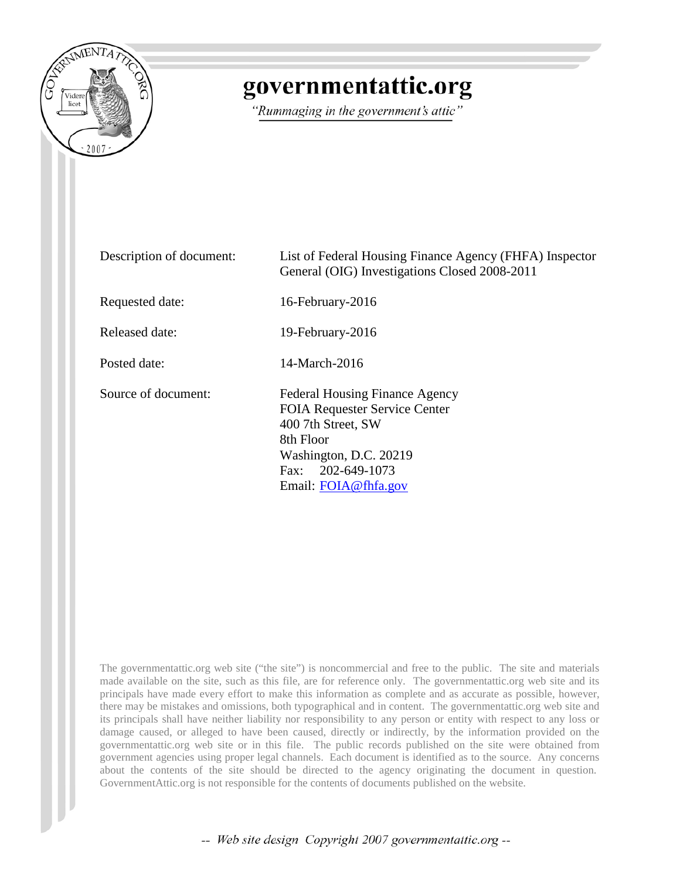# governmentattic.org

*"Rummaging in the government's attic"*

| | |
|---|---|
| Description of document: | List of Federal Housing Finance Agency (FHFA) Inspector General (OIG) Investigations Closed 2008-2011 |
| Requested date: | 16-February-2016 |
| Released date: | 19-February-2016 |
| Posted date: | 14-March-2016 |
| Source of document: | Federal Housing Finance Agency<br>FOIA Requester Service Center<br>400 7th Street, SW<br>8th Floor<br>Washington, D.C. 20219<br>Fax: 202-649-1073<br>Email: FOIA@fhfa.gov |

The governmentattic.org web site ("the site") is noncommercial and free to the public. The site and materials made available on the site, such as this file, are for reference only. The governmentattic.org web site and its principals have made every effort to make this information as complete and as accurate as possible, however, there may be mistakes and omissions, both typographical and in content. The governmentattic.org web site and its principals shall have neither liability nor responsibility to any person or entity with respect to any loss or damage caused, or alleged to have been caused, directly or indirectly, by the information provided on the governmentattic.org web site or in this file. The public records published on the site were obtained from government agencies using proper legal channels. Each document is identified as to the source. Any concerns about the contents of the site should be directed to the agency originating the document in question. GovernmentAttic.org is not responsible for the contents of documents published on the website.

-- Web site design Copyright 2007 governmentattic.org --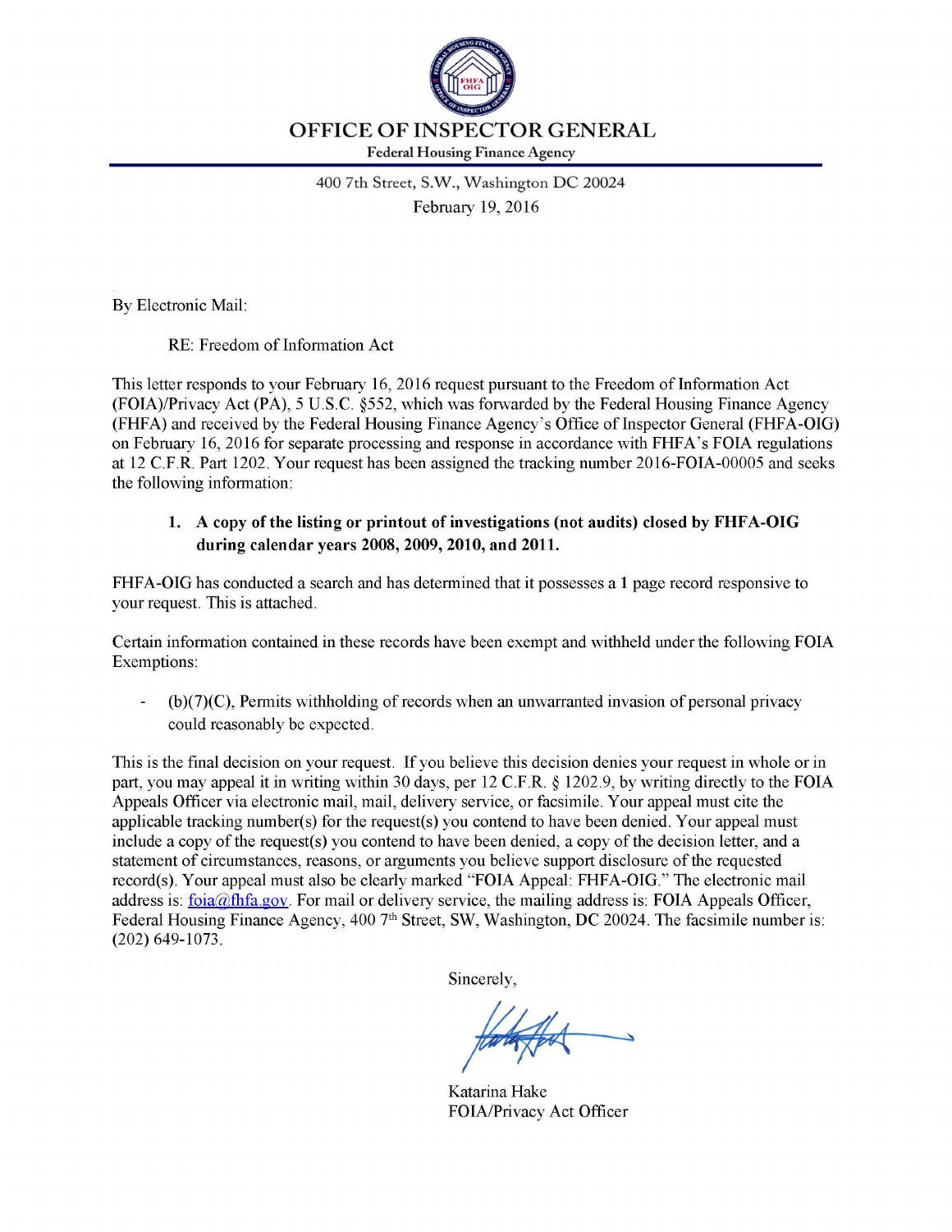# OFFICE OF INSPECTOR GENERAL

**Federal Housing Finance Agency**

400 7th Street, S.W., Washington DC 20024

February 19, 2016

By Electronic Mail:

RE: Freedom of Information Act

This letter responds to your February 16, 2016 request pursuant to the Freedom of Information Act (FOIA)/Privacy Act (PA), 5 U.S.C. §552, which was forwarded by the Federal Housing Finance Agency (FHFA) and received by the Federal Housing Finance Agency's Office of Inspector General (FHFA-OIG) on February 16, 2016 for separate processing and response in accordance with FHFA's FOIA regulations at 12 C.F.R. Part 1202. Your request has been assigned the tracking number 2016-FOIA-00005 and seeks the following information:

1. **A copy of the listing or printout of investigations (not audits) closed by FHFA-OIG during calendar years 2008, 2009, 2010, and 2011.**

FHFA-OIG has conducted a search and has determined that it possesses a **1** page record responsive to your request. This is attached.

Certain information contained in these records have been exempt and withheld under the following FOIA Exemptions:

- (b)(7)(C), Permits withholding of records when an unwarranted invasion of personal privacy could reasonably be expected.

This is the final decision on your request. If you believe this decision denies your request in whole or in part, you may appeal it in writing within 30 days, per 12 C.F.R. § 1202.9, by writing directly to the FOIA Appeals Officer via electronic mail, mail, delivery service, or facsimile. Your appeal must cite the applicable tracking number(s) for the request(s) you contend to have been denied. Your appeal must include a copy of the request(s) you contend to have been denied, a copy of the decision letter, and a statement of circumstances, reasons, or arguments you believe support disclosure of the requested record(s). Your appeal must also be clearly marked "FOIA Appeal: FHFA-OIG." The electronic mail address is: foia@fhfa.gov. For mail or delivery service, the mailing address is: FOIA Appeals Officer, Federal Housing Finance Agency, 400 7th Street, SW, Washington, DC 20024. The facsimile number is: (202) 649-1073.

Sincerely,

Katarina Hake
FOIA/Privacy Act Officer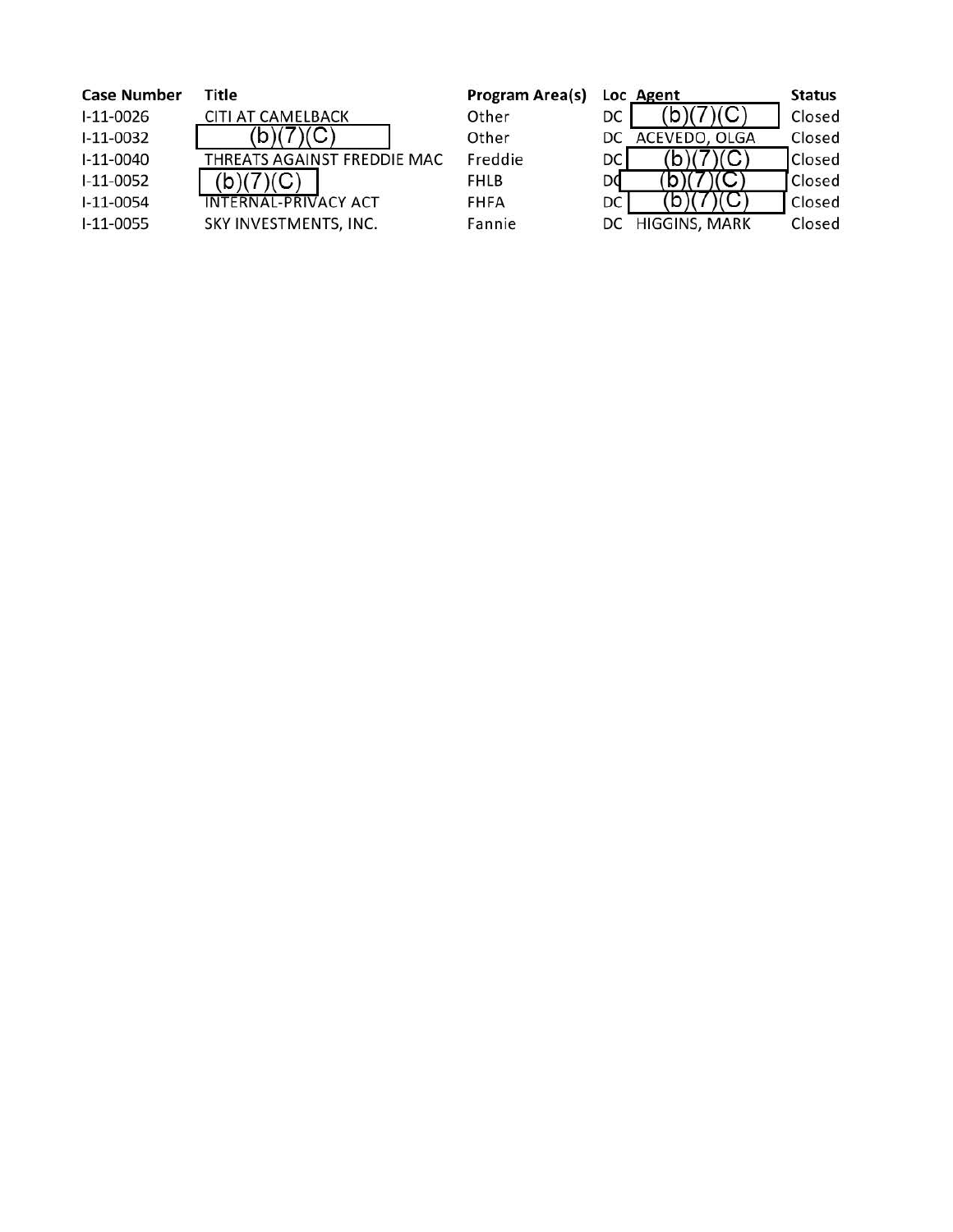| Case Number | Title | Program Area(s) | Loc | Agent | Status |
| --- | --- | --- | --- | --- | --- |
| I-11-0026 | CITI AT CAMELBACK | Other | DC | (b)(7)(C) | Closed |
| I-11-0032 | (b)(7)(C) | Other | DC | ACEVEDO, OLGA | Closed |
| I-11-0040 | THREATS AGAINST FREDDIE MAC | Freddie | DC | (b)(7)(C) | Closed |
| I-11-0052 | (b)(7)(C) | FHLB | DC | (b)(7)(C) | Closed |
| I-11-0054 | INTERNAL-PRIVACY ACT | FHFA | DC | (b)(7)(C) | Closed |
| I-11-0055 | SKY INVESTMENTS, INC. | Fannie | DC | HIGGINS, MARK | Closed |